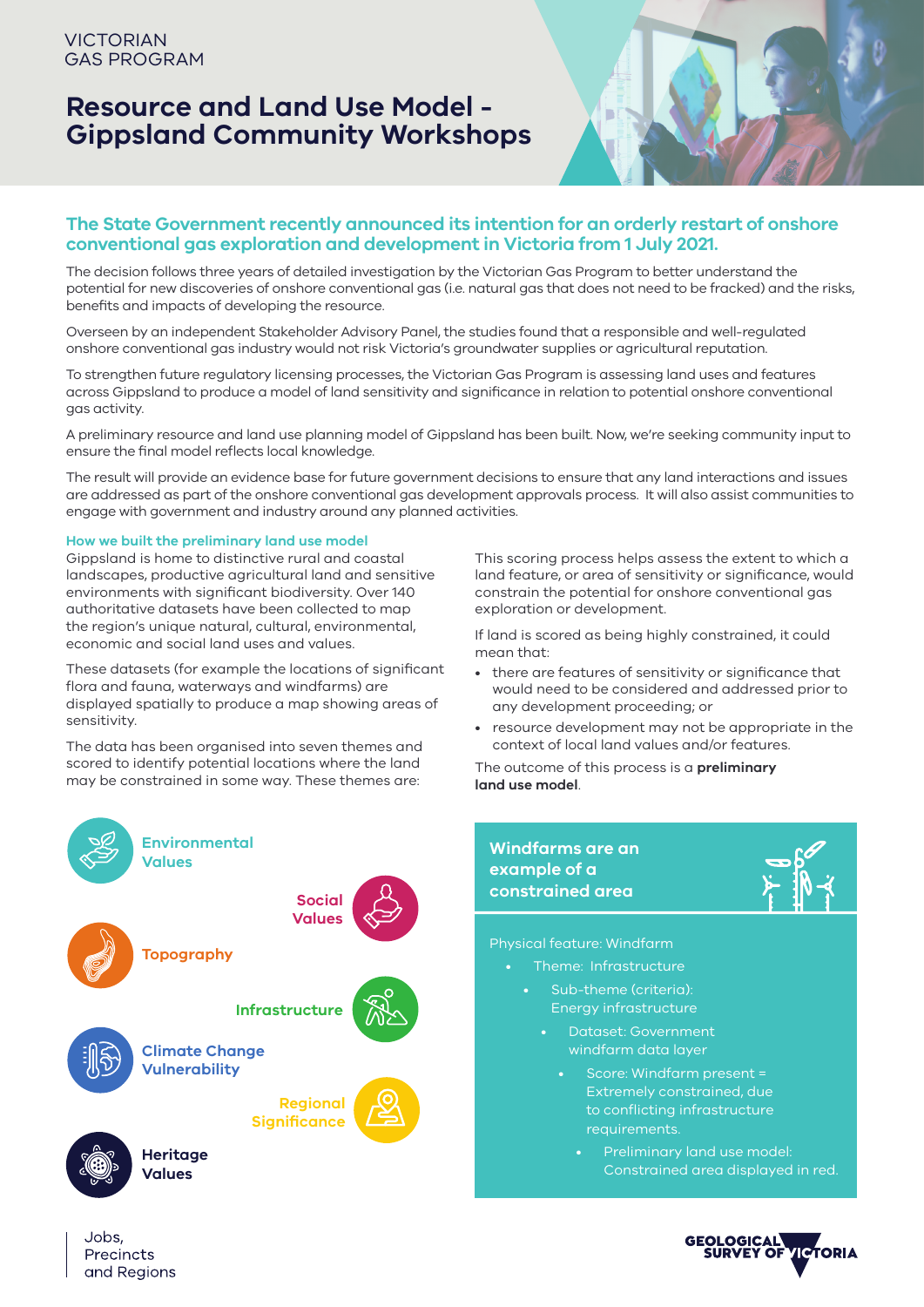VICTORIAN GAS PROGRAM

# Resource and Land Use Model - Gippsland Community Workshops

## The State Government recently announced its intention for an orderly restart of onshore conventional gas exploration and development in Victoria from 1 July 2021.

The decision follows three years of detailed investigation by the Victorian Gas Program to better understand the potential for new discoveries of onshore conventional gas (i.e. natural gas that does not need to be fracked) and the risks, benefits and impacts of developing the resource.

Overseen by an independent Stakeholder Advisory Panel, the studies found that a responsible and well-regulated onshore conventional gas industry would not risk Victoria's groundwater supplies or agricultural reputation.

To strengthen future regulatory licensing processes, the Victorian Gas Program is assessing land uses and features across Gippsland to produce a model of land sensitivity and significance in relation to potential onshore conventional gas activity.

A preliminary resource and land use planning model of Gippsland has been built. Now, we're seeking community input to ensure the final model reflects local knowledge.

The result will provide an evidence base for future government decisions to ensure that any land interactions and issues are addressed as part of the onshore conventional gas development approvals process. It will also assist communities to engage with government and industry around any planned activities.

### How we built the preliminary land use model

Gippsland is home to distinctive rural and coastal landscapes, productive agricultural land and sensitive environments with significant biodiversity. Over 140 authoritative datasets have been collected to map the region's unique natural, cultural, environmental, economic and social land uses and values.

These datasets (for example the locations of significant flora and fauna, waterways and windfarms) are displayed spatially to produce a map showing areas of sensitivity.

The data has been organised into seven themes and scored to identify potential locations where the land may be constrained in some way. These themes are:

- Environmental Values
- Social Values
- Topography
- Infrastructure
- Climate Change Vulnerability
- Regional Significance
- Heritage Values

This scoring process helps assess the extent to which a land feature, or area of sensitivity or significance, would constrain the potential for onshore conventional gas exploration or development.

If land is scored as being highly constrained, it could mean that:

- there are features of sensitivity or significance that would need to be considered and addressed prior to any development proceeding; or
- resource development may not be appropriate in the context of local land values and/or features.

The outcome of this process is a **preliminary land use model**.

### Windfarms are an example of a constrained area

Physical feature: Windfarm

- Theme: Infrastructure
  - Sub-theme (criteria): Energy infrastructure
    - Dataset: Government windfarm data layer
      - Score: Windfarm present = Extremely constrained, due to conflicting infrastructure requirements.
        - Preliminary land use model: Constrained area displayed in red.

Jobs, Precincts and Regions

GEOLOGICAL SURVEY OF VICTORIA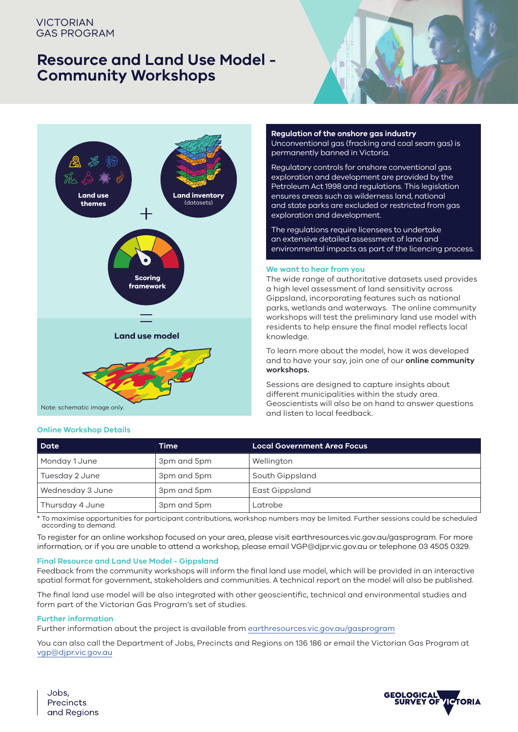VICTORIAN GAS PROGRAM

# Resource and Land Use Model - Community Workshops

Land use themes

+

Land inventory (datasets)

Scoring framework

=

Land use model

Note: schematic image only.

**Regulation of the onshore gas industry**
Unconventional gas (fracking and coal seam gas) is permanently banned in Victoria.

Regulatory controls for onshore conventional gas exploration and development are provided by the Petroleum Act 1998 and regulations. This legislation ensures areas such as wilderness land, national and state parks are excluded or restricted from gas exploration and development.

The regulations require licensees to undertake an extensive detailed assessment of land and environmental impacts as part of the licencing process.

## We want to hear from you

The wide range of authoritative datasets used provides a high level assessment of land sensitivity across Gippsland, incorporating features such as national parks, wetlands and waterways. The online community workshops will test the preliminary land use model with residents to help ensure the final model reflects local knowledge.

To learn more about the model, how it was developed and to have your say, join one of our **online community workshops.**

Sessions are designed to capture insights about different municipalities within the study area. Geoscientists will also be on hand to answer questions and listen to local feedback.

## Online Workshop Details

| Date | Time | Local Government Area Focus |
|---|---|---|
| Monday 1 June | 3pm and 5pm | Wellington |
| Tuesday 2 June | 3pm and 5pm | South Gippsland |
| Wednesday 3 June | 3pm and 5pm | East Gippsland |
| Thursday 4 June | 3pm and 5pm | Latrobe |

* To maximise opportunities for participant contributions, workshop numbers may be limited. Further sessions could be scheduled according to demand.

To register for an online workshop focused on your area, please visit earthresources.vic.gov.au/gasprogram. For more information, or if you are unable to attend a workshop, please email VGP@djpr.vic.gov.au or telephone 03 4505 0329.

## Final Resource and Land Use Model - Gippsland

Feedback from the community workshops will inform the final land use model, which will be provided in an interactive spatial format for government, stakeholders and communities. A technical report on the model will also be published.

The final land use model will be also integrated with other geoscientific, technical and environmental studies and form part of the Victorian Gas Program's set of studies.

## Further information

Further information about the project is available from earthresources.vic.gov.au/gasprogram

You can also call the Department of Jobs, Precincts and Regions on 136 186 or email the Victorian Gas Program at vgp@djpr.vic.gov.au

Jobs, Precincts and Regions

GEOLOGICAL SURVEY OF VICTORIA